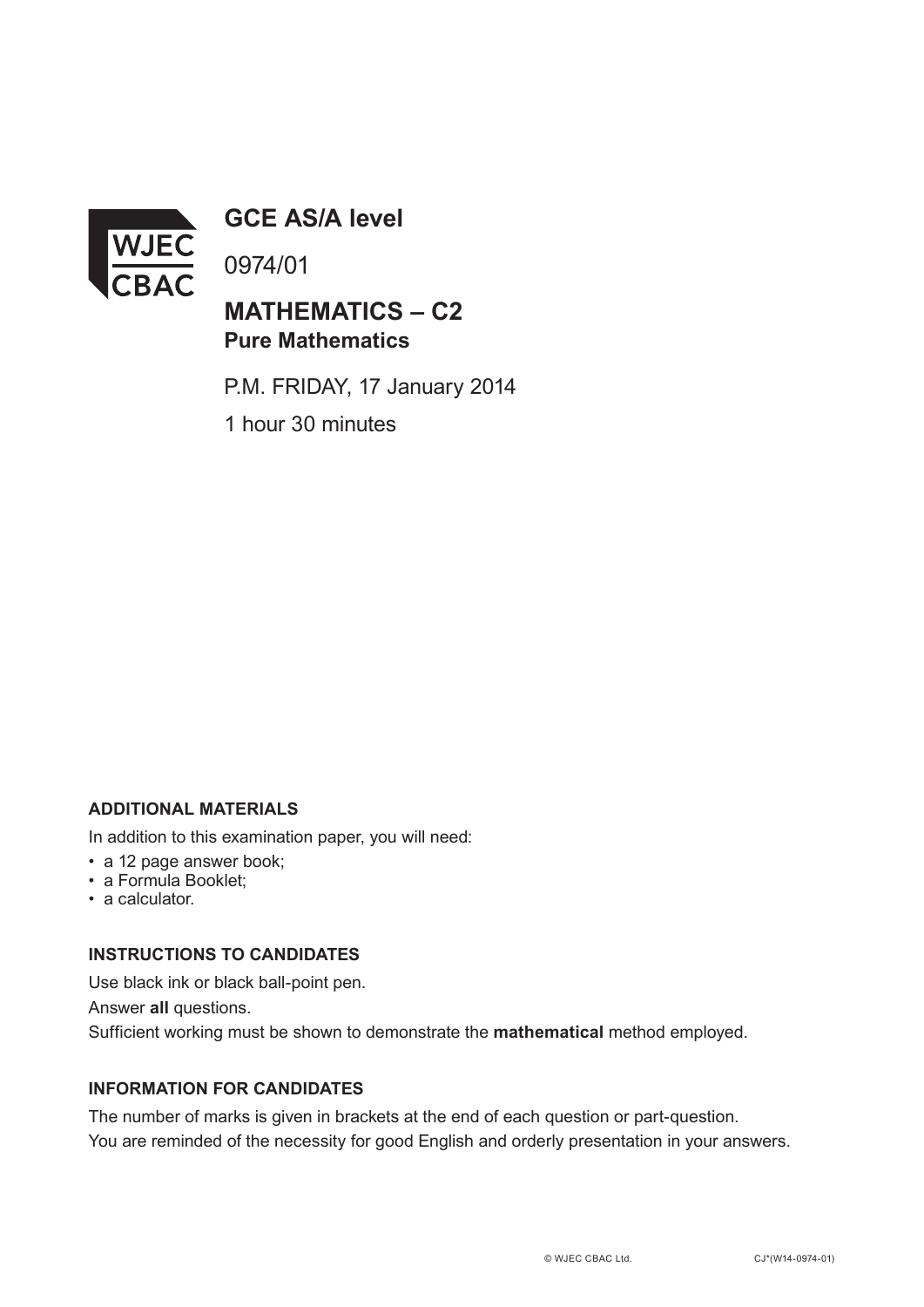# GCE AS/A level

0974/01

## MATHEMATICS – C2
**Pure Mathematics**

P.M. FRIDAY, 17 January 2014

1 hour 30 minutes

**ADDITIONAL MATERIALS**

In addition to this examination paper, you will need:

- a 12 page answer book;
- a Formula Booklet;
- a calculator.

**INSTRUCTIONS TO CANDIDATES**

Use black ink or black ball-point pen.

Answer **all** questions.

Sufficient working must be shown to demonstrate the **mathematical** method employed.

**INFORMATION FOR CANDIDATES**

The number of marks is given in brackets at the end of each question or part-question.

You are reminded of the necessity for good English and orderly presentation in your answers.

© WJEC CBAC Ltd. CJ*(W14-0974-01)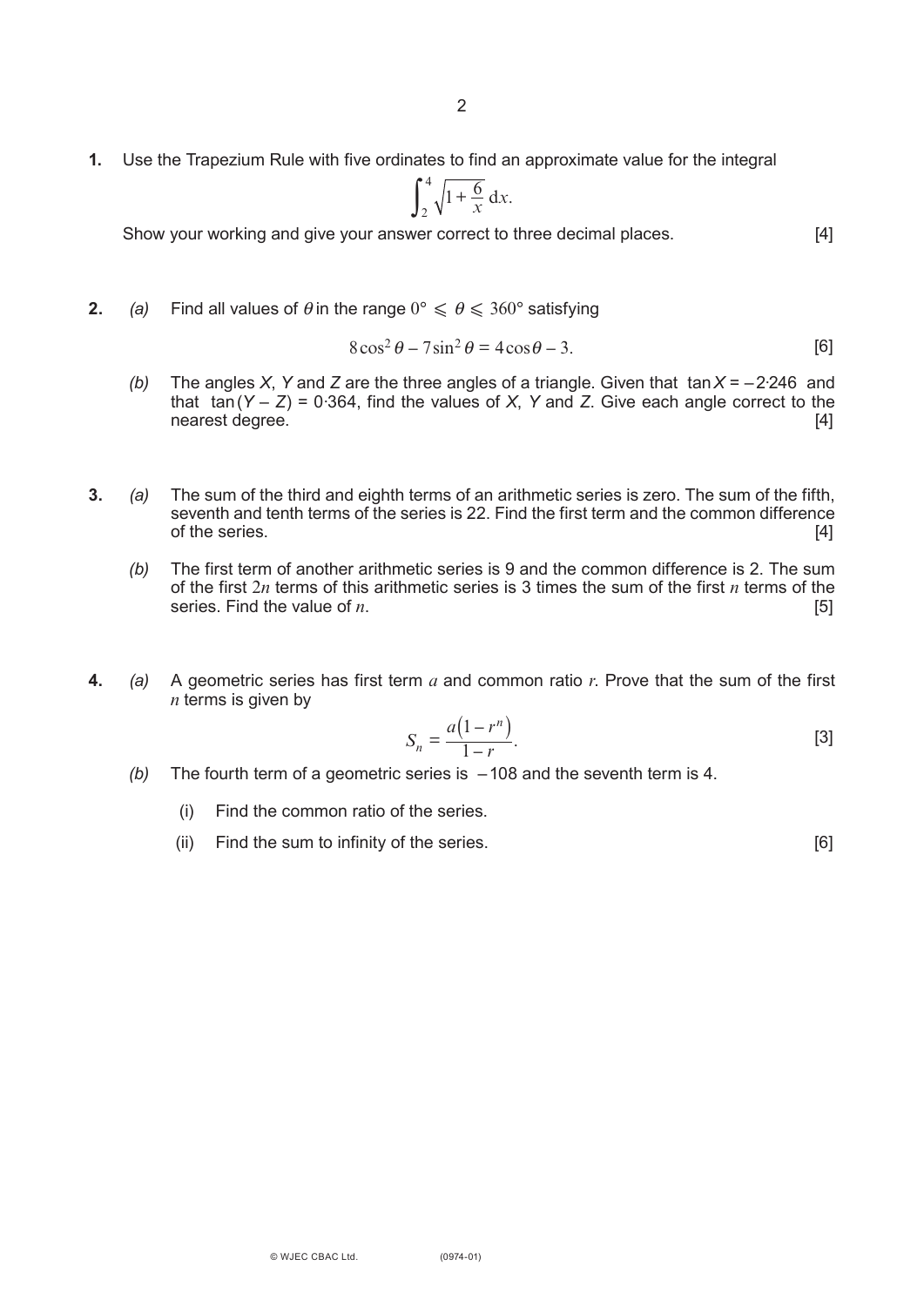**1.** Use the Trapezium Rule with five ordinates to find an approximate value for the integral

$$\int_2^4 \sqrt{1 + \frac{6}{x}}\, \mathrm{d}x.$$

Show your working and give your answer correct to three decimal places. [4]

**2.** *(a)* Find all values of $\theta$ in the range $0° \leqslant \theta \leqslant 360°$ satisfying

$$8\cos^2\theta - 7\sin^2\theta = 4\cos\theta - 3.$$ [6]

*(b)* The angles *X*, *Y* and *Z* are the three angles of a triangle. Given that $\tan X = -2{\cdot}246$ and that $\tan(Y - Z) = 0{\cdot}364$, find the values of *X*, *Y* and *Z*. Give each angle correct to the nearest degree. [4]

**3.** *(a)* The sum of the third and eighth terms of an arithmetic series is zero. The sum of the fifth, seventh and tenth terms of the series is 22. Find the first term and the common difference of the series. [4]

*(b)* The first term of another arithmetic series is 9 and the common difference is 2. The sum of the first $2n$ terms of this arithmetic series is 3 times the sum of the first $n$ terms of the series. Find the value of $n$. [5]

**4.** *(a)* A geometric series has first term $a$ and common ratio $r$. Prove that the sum of the first $n$ terms is given by

$$S_n = \frac{a\left(1 - r^n\right)}{1 - r}.$$ [3]

*(b)* The fourth term of a geometric series is $-108$ and the seventh term is 4.

(i) Find the common ratio of the series.

(ii) Find the sum to infinity of the series. [6]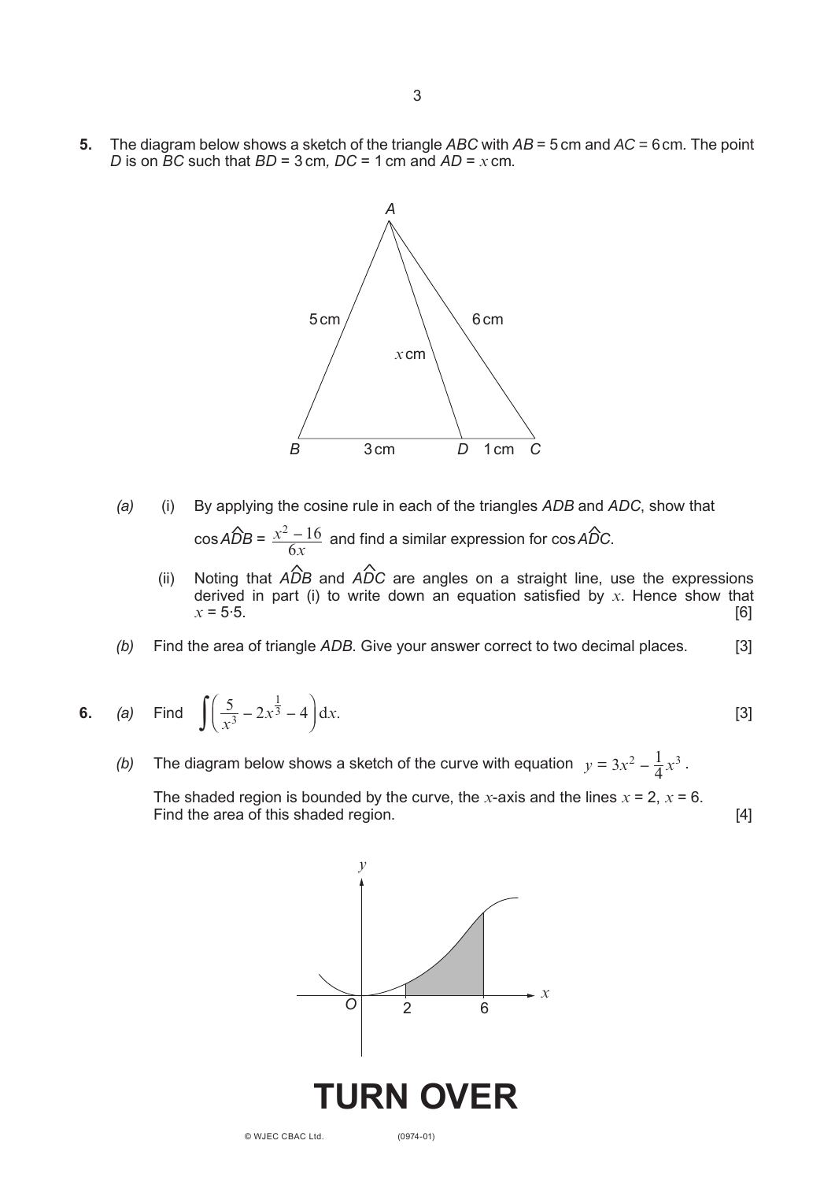**5.** The diagram below shows a sketch of the triangle $ABC$ with $AB = 5$ cm and $AC = 6$ cm. The point $D$ is on $BC$ such that $BD = 3$ cm, $DC = 1$ cm and $AD = x$ cm.

*(a)* (i) By applying the cosine rule in each of the triangles $ADB$ and $ADC$, show that

$\cos A\hat{D}B = \dfrac{x^2 - 16}{6x}$ and find a similar expression for $\cos A\hat{D}C$.

(ii) Noting that $A\hat{D}B$ and $A\hat{D}C$ are angles on a straight line, use the expressions derived in part (i) to write down an equation satisfied by $x$. Hence show that $x = 5{\cdot}5$. [6]

*(b)* Find the area of triangle $ADB$. Give your answer correct to two decimal places. [3]

**6.** *(a)* Find $\displaystyle\int \left( \frac{5}{x^3} - 2x^{\frac{1}{3}} - 4 \right) \mathrm{d}x.$ [3]

*(b)* The diagram below shows a sketch of the curve with equation $y = 3x^2 - \dfrac{1}{4}x^3$.

The shaded region is bounded by the curve, the $x$-axis and the lines $x = 2$, $x = 6$.
Find the area of this shaded region. [4]

**TURN OVER**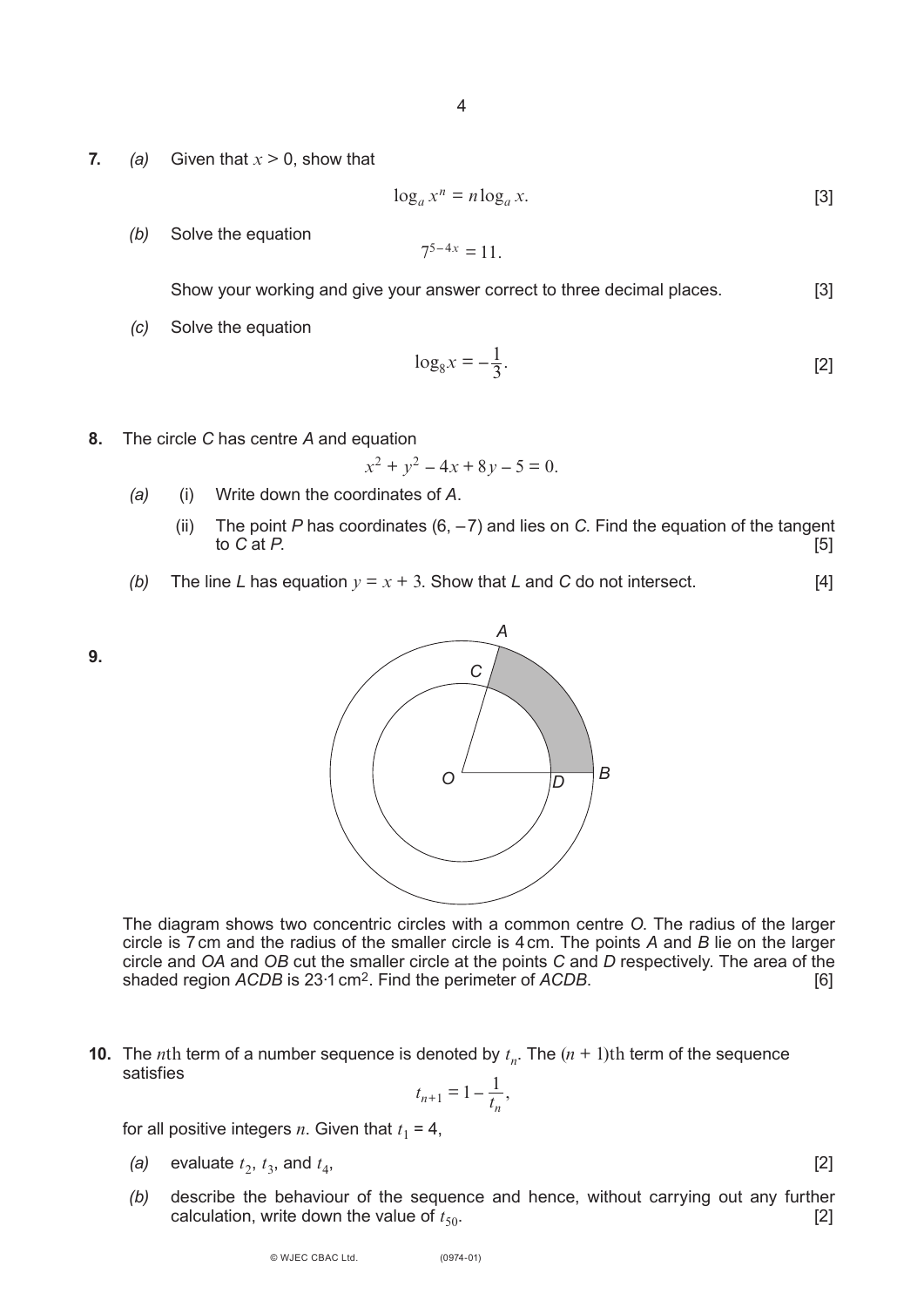**7.** *(a)* Given that $x > 0$, show that

$$\log_a x^n = n \log_a x. \qquad [3]$$

*(b)* Solve the equation

$$7^{5-4x} = 11.$$

Show your working and give your answer correct to three decimal places. [3]

*(c)* Solve the equation

$$\log_8 x = -\frac{1}{3}. \qquad [2]$$

**8.** The circle *C* has centre *A* and equation

$$x^2 + y^2 - 4x + 8y - 5 = 0.$$

*(a)* (i) Write down the coordinates of *A*.

(ii) The point *P* has coordinates $(6, -7)$ and lies on *C*. Find the equation of the tangent to *C* at *P*. [5]

*(b)* The line *L* has equation $y = x + 3$. Show that *L* and *C* do not intersect. [4]

**9.**

A

C

O

D

B

The diagram shows two concentric circles with a common centre *O*. The radius of the larger circle is 7 cm and the radius of the smaller circle is 4 cm. The points *A* and *B* lie on the larger circle and *OA* and *OB* cut the smaller circle at the points *C* and *D* respectively. The area of the shaded region *ACDB* is 23·1 cm². Find the perimeter of *ACDB*. [6]

**10.** The $n$th term of a number sequence is denoted by $t_n$. The $(n + 1)$th term of the sequence satisfies

$$t_{n+1} = 1 - \frac{1}{t_n},$$

for all positive integers $n$. Given that $t_1 = 4$,

*(a)* evaluate $t_2$, $t_3$, and $t_4$, [2]

*(b)* describe the behaviour of the sequence and hence, without carrying out any further calculation, write down the value of $t_{50}$. [2]